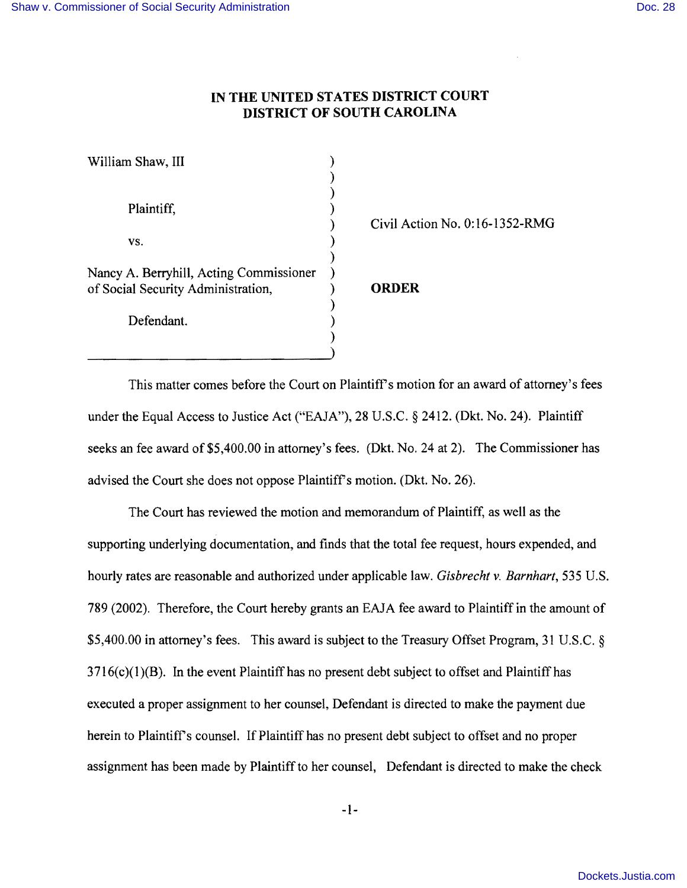# IN THE UNITED STATES DISTRICT COURT
# DISTRICT OF SOUTH CAROLINA

William Shaw, III

Plaintiff,

vs.

Nancy A. Berryhill, Acting Commissioner of Social Security Administration,

Defendant.

Civil Action No. 0:16-1352-RMG

**ORDER**

This matter comes before the Court on Plaintiff's motion for an award of attorney's fees under the Equal Access to Justice Act ("EAJA"), 28 U.S.C. § 2412. (Dkt. No. 24). Plaintiff seeks an fee award of $5,400.00 in attorney's fees. (Dkt. No. 24 at 2). The Commissioner has advised the Court she does not oppose Plaintiff's motion. (Dkt. No. 26).

The Court has reviewed the motion and memorandum of Plaintiff, as well as the supporting underlying documentation, and finds that the total fee request, hours expended, and hourly rates are reasonable and authorized under applicable law. *Gisbrecht v. Barnhart*, 535 U.S. 789 (2002). Therefore, the Court hereby grants an EAJA fee award to Plaintiff in the amount of $5,400.00 in attorney's fees. This award is subject to the Treasury Offset Program, 31 U.S.C. § 3716(c)(1)(B). In the event Plaintiff has no present debt subject to offset and Plaintiff has executed a proper assignment to her counsel, Defendant is directed to make the payment due herein to Plaintiff's counsel. If Plaintiff has no present debt subject to offset and no proper assignment has been made by Plaintiff to her counsel, Defendant is directed to make the check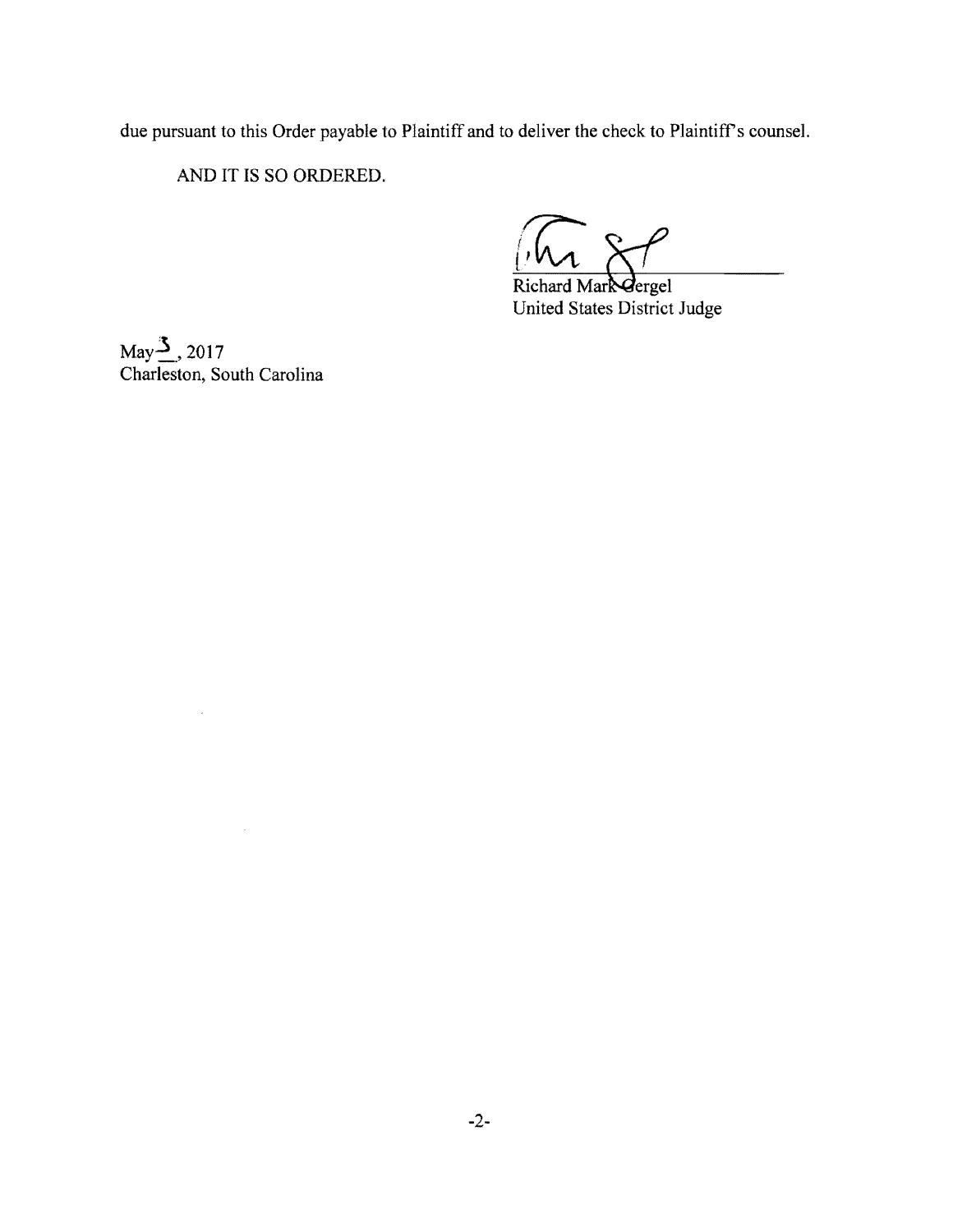due pursuant to this Order payable to Plaintiff and to deliver the check to Plaintiff's counsel.

AND IT IS SO ORDERED.

Richard Mark Gergel
United States District Judge

May 3, 2017
Charleston, South Carolina